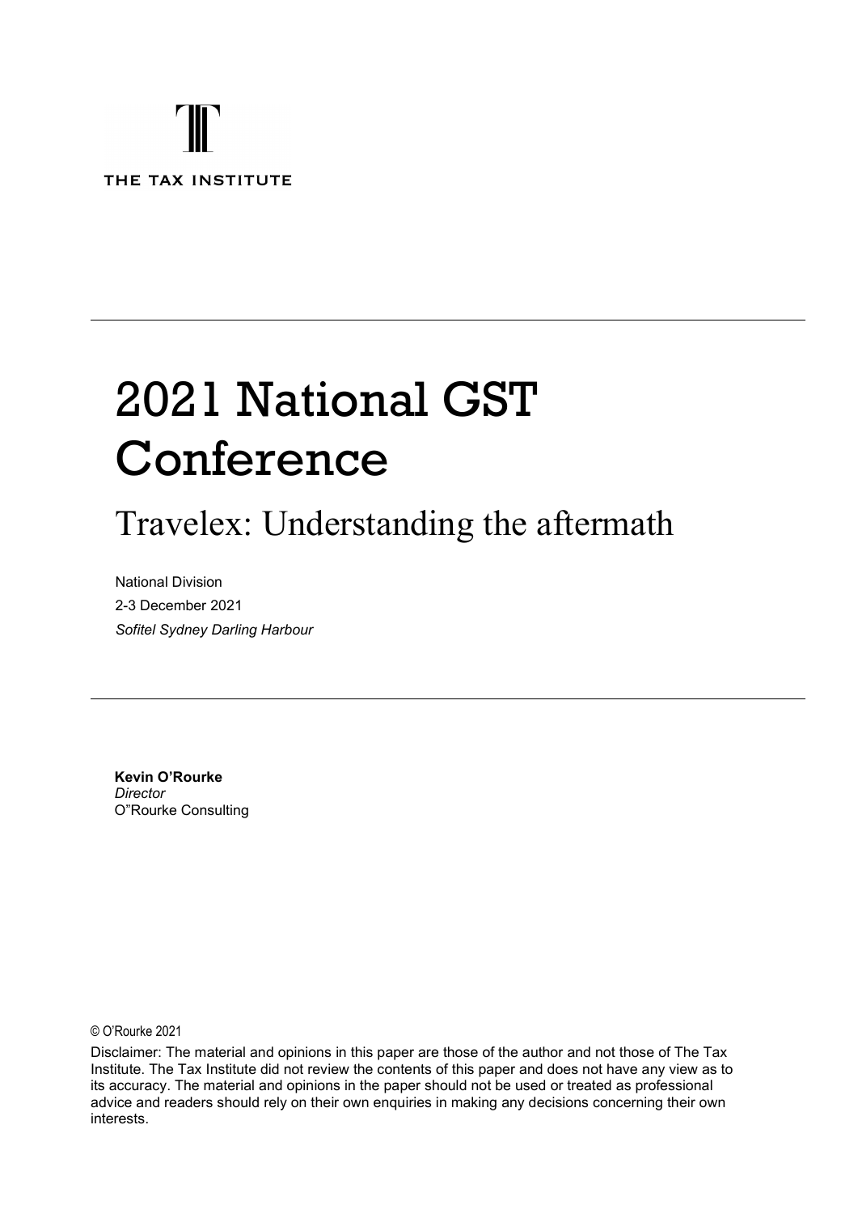THE TAX INSTITUTE

---

# 2021 National GST Conference

## Travelex: Understanding the aftermath

National Division

2-3 December 2021

*Sofitel Sydney Darling Harbour*

---

**Kevin O'Rourke**
*Director*
O"Rourke Consulting

© O'Rourke 2021

Disclaimer: The material and opinions in this paper are those of the author and not those of The Tax Institute. The Tax Institute did not review the contents of this paper and does not have any view as to its accuracy. The material and opinions in the paper should not be used or treated as professional advice and readers should rely on their own enquiries in making any decisions concerning their own interests.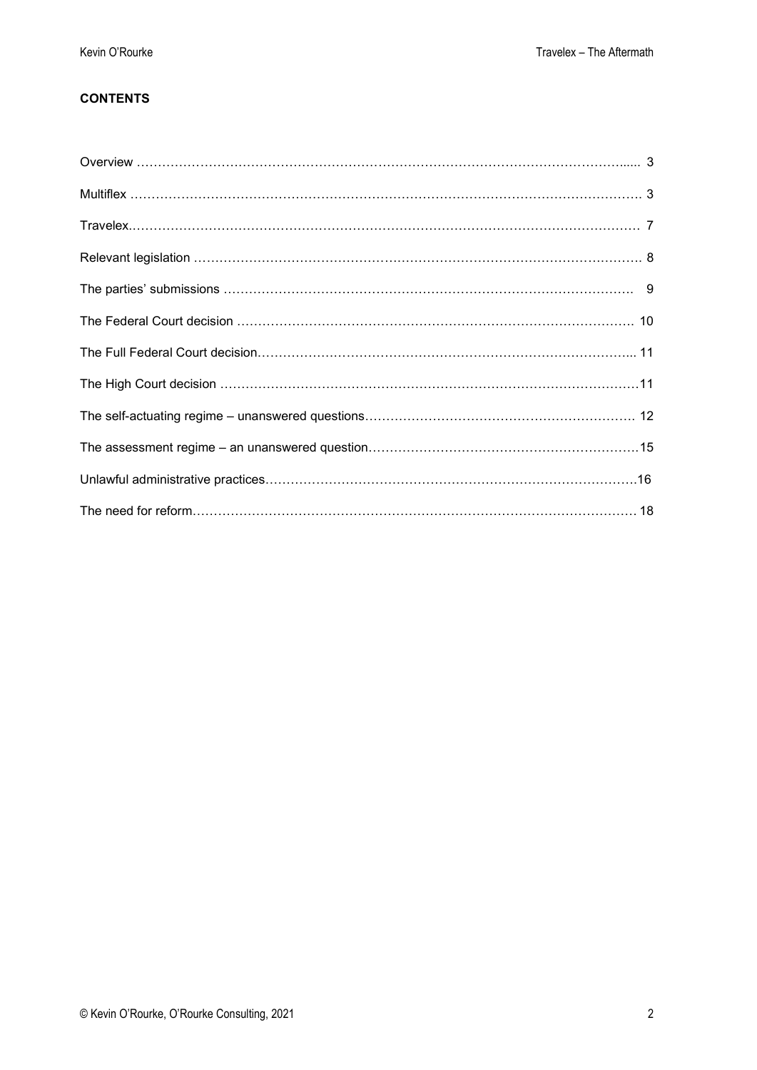**CONTENTS**

| | |
|---|---|
| Overview | 3 |
| Multiflex | 3 |
| Travelex | 7 |
| Relevant legislation | 8 |
| The parties' submissions | 9 |
| The Federal Court decision | 10 |
| The Full Federal Court decision | 11 |
| The High Court decision | 11 |
| The self-actuating regime – unanswered questions | 12 |
| The assessment regime – an unanswered question | 15 |
| Unlawful administrative practices | 16 |
| The need for reform | 18 |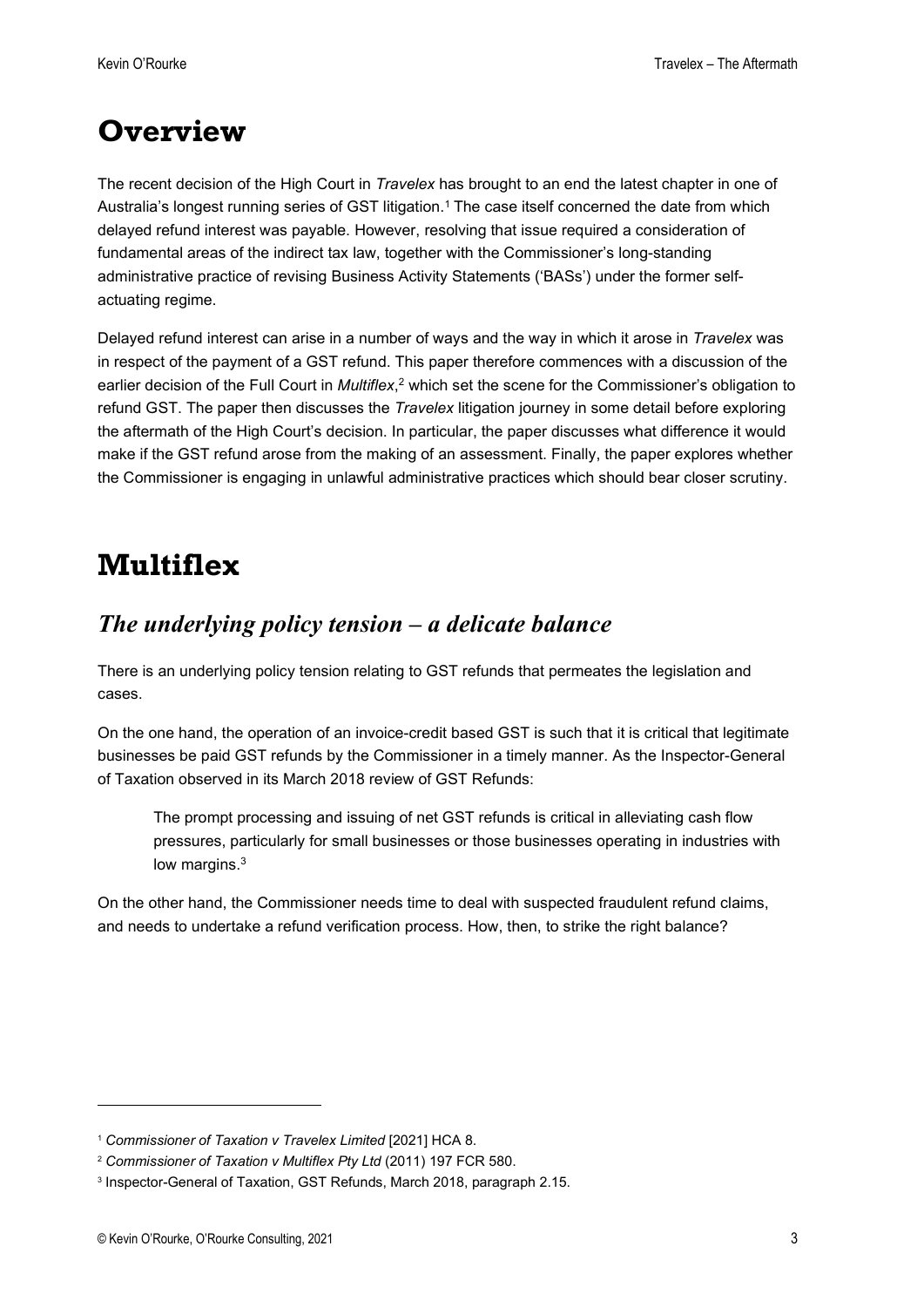# Overview

The recent decision of the High Court in *Travelex* has brought to an end the latest chapter in one of Australia's longest running series of GST litigation.[1] The case itself concerned the date from which delayed refund interest was payable. However, resolving that issue required a consideration of fundamental areas of the indirect tax law, together with the Commissioner's long-standing administrative practice of revising Business Activity Statements ('BASs') under the former self-actuating regime.

Delayed refund interest can arise in a number of ways and the way in which it arose in *Travelex* was in respect of the payment of a GST refund. This paper therefore commences with a discussion of the earlier decision of the Full Court in *Multiflex*,[2] which set the scene for the Commissioner's obligation to refund GST. The paper then discusses the *Travelex* litigation journey in some detail before exploring the aftermath of the High Court's decision. In particular, the paper discusses what difference it would make if the GST refund arose from the making of an assessment. Finally, the paper explores whether the Commissioner is engaging in unlawful administrative practices which should bear closer scrutiny.

# Multiflex

## *The underlying policy tension – a delicate balance*

There is an underlying policy tension relating to GST refunds that permeates the legislation and cases.

On the one hand, the operation of an invoice-credit based GST is such that it is critical that legitimate businesses be paid GST refunds by the Commissioner in a timely manner. As the Inspector-General of Taxation observed in its March 2018 review of GST Refunds:

> The prompt processing and issuing of net GST refunds is critical in alleviating cash flow pressures, particularly for small businesses or those businesses operating in industries with low margins.[3]

On the other hand, the Commissioner needs time to deal with suspected fraudulent refund claims, and needs to undertake a refund verification process. How, then, to strike the right balance?

---

[1] *Commissioner of Taxation v Travelex Limited* [2021] HCA 8.

[2] *Commissioner of Taxation v Multiflex Pty Ltd* (2011) 197 FCR 580.

[3] Inspector-General of Taxation, GST Refunds, March 2018, paragraph 2.15.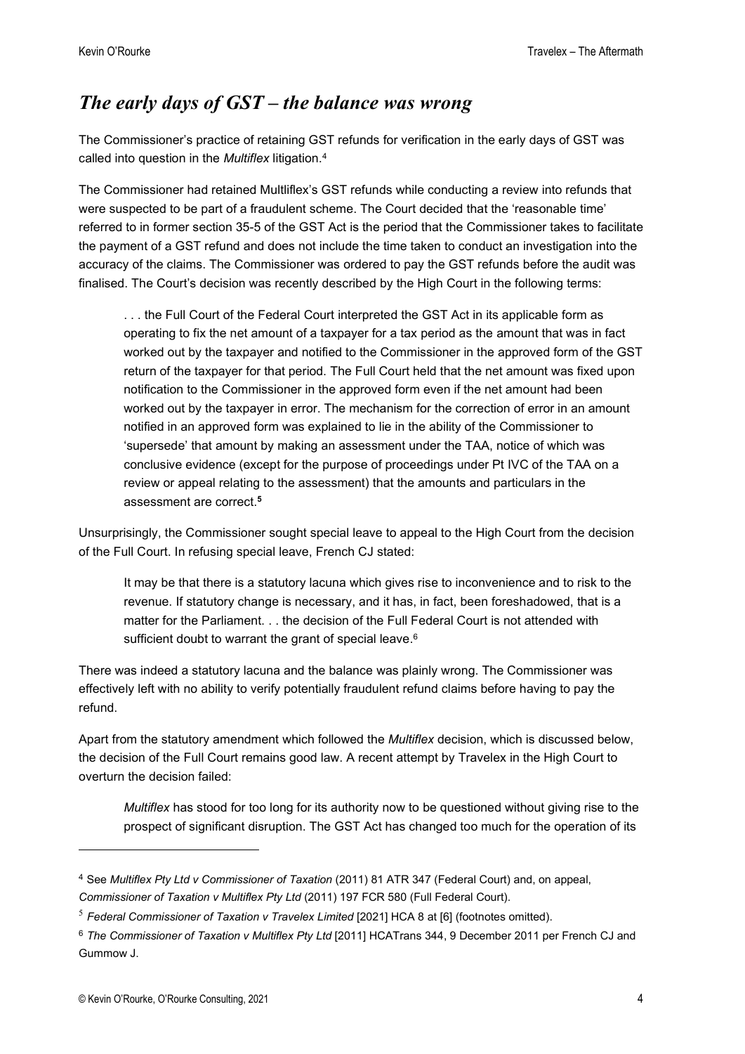## *The early days of GST – the balance was wrong*

The Commissioner's practice of retaining GST refunds for verification in the early days of GST was called into question in the *Multiflex* litigation.[4]

The Commissioner had retained Multliflex's GST refunds while conducting a review into refunds that were suspected to be part of a fraudulent scheme. The Court decided that the 'reasonable time' referred to in former section 35-5 of the GST Act is the period that the Commissioner takes to facilitate the payment of a GST refund and does not include the time taken to conduct an investigation into the accuracy of the claims. The Commissioner was ordered to pay the GST refunds before the audit was finalised. The Court's decision was recently described by the High Court in the following terms:

> . . . the Full Court of the Federal Court interpreted the GST Act in its applicable form as operating to fix the net amount of a taxpayer for a tax period as the amount that was in fact worked out by the taxpayer and notified to the Commissioner in the approved form of the GST return of the taxpayer for that period. The Full Court held that the net amount was fixed upon notification to the Commissioner in the approved form even if the net amount had been worked out by the taxpayer in error. The mechanism for the correction of error in an amount notified in an approved form was explained to lie in the ability of the Commissioner to 'supersede' that amount by making an assessment under the TAA, notice of which was conclusive evidence (except for the purpose of proceedings under Pt IVC of the TAA on a review or appeal relating to the assessment) that the amounts and particulars in the assessment are correct.[5]

Unsurprisingly, the Commissioner sought special leave to appeal to the High Court from the decision of the Full Court. In refusing special leave, French CJ stated:

> It may be that there is a statutory lacuna which gives rise to inconvenience and to risk to the revenue. If statutory change is necessary, and it has, in fact, been foreshadowed, that is a matter for the Parliament. . . the decision of the Full Federal Court is not attended with sufficient doubt to warrant the grant of special leave.[6]

There was indeed a statutory lacuna and the balance was plainly wrong. The Commissioner was effectively left with no ability to verify potentially fraudulent refund claims before having to pay the refund.

Apart from the statutory amendment which followed the *Multiflex* decision, which is discussed below, the decision of the Full Court remains good law. A recent attempt by Travelex in the High Court to overturn the decision failed:

> *Multiflex* has stood for too long for its authority now to be questioned without giving rise to the prospect of significant disruption. The GST Act has changed too much for the operation of its

---

[4] See *Multiflex Pty Ltd v Commissioner of Taxation* (2011) 81 ATR 347 (Federal Court) and, on appeal, *Commissioner of Taxation v Multiflex Pty Ltd* (2011) 197 FCR 580 (Full Federal Court).

[5] *Federal Commissioner of Taxation v Travelex Limited* [2021] HCA 8 at [6] (footnotes omitted).

[6] *The Commissioner of Taxation v Multiflex Pty Ltd* [2011] HCATrans 344, 9 December 2011 per French CJ and Gummow J.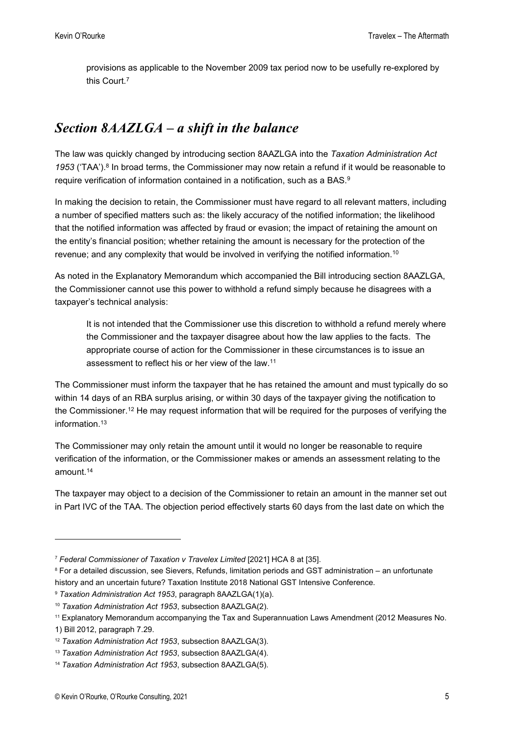provisions as applicable to the November 2009 tax period now to be usefully re-explored by this Court.[7]

## *Section 8AAZLGA – a shift in the balance*

The law was quickly changed by introducing section 8AAZLGA into the *Taxation Administration Act 1953* ('TAA').[8] In broad terms, the Commissioner may now retain a refund if it would be reasonable to require verification of information contained in a notification, such as a BAS.[9]

In making the decision to retain, the Commissioner must have regard to all relevant matters, including a number of specified matters such as: the likely accuracy of the notified information; the likelihood that the notified information was affected by fraud or evasion; the impact of retaining the amount on the entity's financial position; whether retaining the amount is necessary for the protection of the revenue; and any complexity that would be involved in verifying the notified information.[10]

As noted in the Explanatory Memorandum which accompanied the Bill introducing section 8AAZLGA, the Commissioner cannot use this power to withhold a refund simply because he disagrees with a taxpayer's technical analysis:

> It is not intended that the Commissioner use this discretion to withhold a refund merely where the Commissioner and the taxpayer disagree about how the law applies to the facts. The appropriate course of action for the Commissioner in these circumstances is to issue an assessment to reflect his or her view of the law.[11]

The Commissioner must inform the taxpayer that he has retained the amount and must typically do so within 14 days of an RBA surplus arising, or within 30 days of the taxpayer giving the notification to the Commissioner.[12] He may request information that will be required for the purposes of verifying the information.[13]

The Commissioner may only retain the amount until it would no longer be reasonable to require verification of the information, or the Commissioner makes or amends an assessment relating to the amount.[14]

The taxpayer may object to a decision of the Commissioner to retain an amount in the manner set out in Part IVC of the TAA. The objection period effectively starts 60 days from the last date on which the

---

[7] *Federal Commissioner of Taxation v Travelex Limited* [2021] HCA 8 at [35].

[8] For a detailed discussion, see Sievers, Refunds, limitation periods and GST administration – an unfortunate history and an uncertain future? Taxation Institute 2018 National GST Intensive Conference.

[9] *Taxation Administration Act 1953*, paragraph 8AAZLGA(1)(a).

[10] *Taxation Administration Act 1953*, subsection 8AAZLGA(2).

[11] Explanatory Memorandum accompanying the Tax and Superannuation Laws Amendment (2012 Measures No. 1) Bill 2012, paragraph 7.29.

[12] *Taxation Administration Act 1953*, subsection 8AAZLGA(3).

[13] *Taxation Administration Act 1953*, subsection 8AAZLGA(4).

[14] *Taxation Administration Act 1953*, subsection 8AAZLGA(5).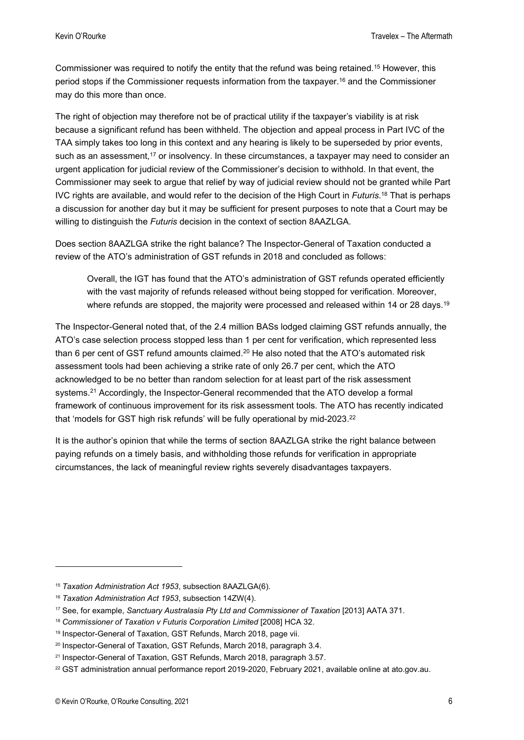Commissioner was required to notify the entity that the refund was being retained.[15] However, this period stops if the Commissioner requests information from the taxpayer.[16] and the Commissioner may do this more than once.

The right of objection may therefore not be of practical utility if the taxpayer's viability is at risk because a significant refund has been withheld. The objection and appeal process in Part IVC of the TAA simply takes too long in this context and any hearing is likely to be superseded by prior events, such as an assessment,[17] or insolvency. In these circumstances, a taxpayer may need to consider an urgent application for judicial review of the Commissioner's decision to withhold. In that event, the Commissioner may seek to argue that relief by way of judicial review should not be granted while Part IVC rights are available, and would refer to the decision of the High Court in *Futuris*.[18] That is perhaps a discussion for another day but it may be sufficient for present purposes to note that a Court may be willing to distinguish the *Futuris* decision in the context of section 8AAZLGA.

Does section 8AAZLGA strike the right balance? The Inspector-General of Taxation conducted a review of the ATO's administration of GST refunds in 2018 and concluded as follows:

> Overall, the IGT has found that the ATO's administration of GST refunds operated efficiently with the vast majority of refunds released without being stopped for verification. Moreover, where refunds are stopped, the majority were processed and released within 14 or 28 days.[19]

The Inspector-General noted that, of the 2.4 million BASs lodged claiming GST refunds annually, the ATO's case selection process stopped less than 1 per cent for verification, which represented less than 6 per cent of GST refund amounts claimed.[20] He also noted that the ATO's automated risk assessment tools had been achieving a strike rate of only 26.7 per cent, which the ATO acknowledged to be no better than random selection for at least part of the risk assessment systems.[21] Accordingly, the Inspector-General recommended that the ATO develop a formal framework of continuous improvement for its risk assessment tools. The ATO has recently indicated that 'models for GST high risk refunds' will be fully operational by mid-2023.[22]

It is the author's opinion that while the terms of section 8AAZLGA strike the right balance between paying refunds on a timely basis, and withholding those refunds for verification in appropriate circumstances, the lack of meaningful review rights severely disadvantages taxpayers.

---

[15] *Taxation Administration Act 1953*, subsection 8AAZLGA(6).

[16] *Taxation Administration Act 1953*, subsection 14ZW(4).

[17] See, for example, *Sanctuary Australasia Pty Ltd and Commissioner of Taxation* [2013] AATA 371.

[18] *Commissioner of Taxation v Futuris Corporation Limited* [2008] HCA 32.

[19] Inspector-General of Taxation, GST Refunds, March 2018, page vii.

[20] Inspector-General of Taxation, GST Refunds, March 2018, paragraph 3.4.

[21] Inspector-General of Taxation, GST Refunds, March 2018, paragraph 3.57.

[22] GST administration annual performance report 2019-2020, February 2021, available online at ato.gov.au.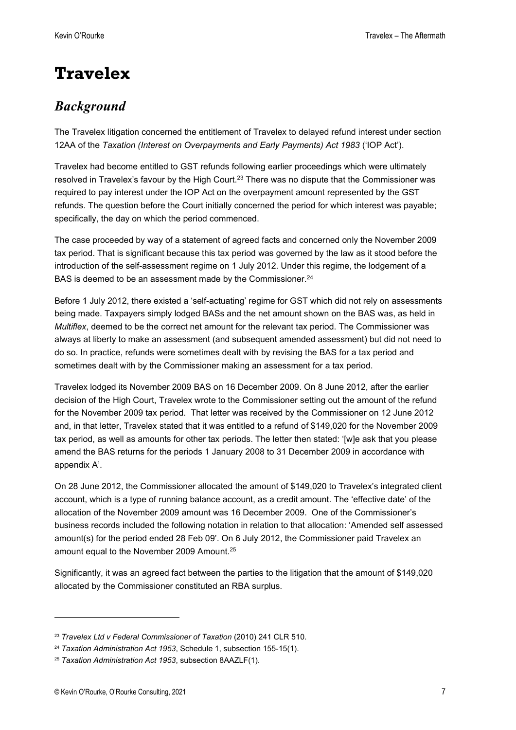# Travelex

## *Background*

The Travelex litigation concerned the entitlement of Travelex to delayed refund interest under section 12AA of the *Taxation (Interest on Overpayments and Early Payments) Act 1983* ('IOP Act').

Travelex had become entitled to GST refunds following earlier proceedings which were ultimately resolved in Travelex's favour by the High Court.[23] There was no dispute that the Commissioner was required to pay interest under the IOP Act on the overpayment amount represented by the GST refunds. The question before the Court initially concerned the period for which interest was payable; specifically, the day on which the period commenced.

The case proceeded by way of a statement of agreed facts and concerned only the November 2009 tax period. That is significant because this tax period was governed by the law as it stood before the introduction of the self-assessment regime on 1 July 2012. Under this regime, the lodgement of a BAS is deemed to be an assessment made by the Commissioner.[24]

Before 1 July 2012, there existed a 'self-actuating' regime for GST which did not rely on assessments being made. Taxpayers simply lodged BASs and the net amount shown on the BAS was, as held in *Multiflex*, deemed to be the correct net amount for the relevant tax period. The Commissioner was always at liberty to make an assessment (and subsequent amended assessment) but did not need to do so. In practice, refunds were sometimes dealt with by revising the BAS for a tax period and sometimes dealt with by the Commissioner making an assessment for a tax period.

Travelex lodged its November 2009 BAS on 16 December 2009. On 8 June 2012, after the earlier decision of the High Court, Travelex wrote to the Commissioner setting out the amount of the refund for the November 2009 tax period. That letter was received by the Commissioner on 12 June 2012 and, in that letter, Travelex stated that it was entitled to a refund of $149,020 for the November 2009 tax period, as well as amounts for other tax periods. The letter then stated: '[w]e ask that you please amend the BAS returns for the periods 1 January 2008 to 31 December 2009 in accordance with appendix A'.

On 28 June 2012, the Commissioner allocated the amount of $149,020 to Travelex's integrated client account, which is a type of running balance account, as a credit amount. The 'effective date' of the allocation of the November 2009 amount was 16 December 2009. One of the Commissioner's business records included the following notation in relation to that allocation: 'Amended self assessed amount(s) for the period ended 28 Feb 09'. On 6 July 2012, the Commissioner paid Travelex an amount equal to the November 2009 Amount.[25]

Significantly, it was an agreed fact between the parties to the litigation that the amount of $149,020 allocated by the Commissioner constituted an RBA surplus.

---

[23] *Travelex Ltd v Federal Commissioner of Taxation* (2010) 241 CLR 510.

[24] *Taxation Administration Act 1953*, Schedule 1, subsection 155-15(1).

[25] *Taxation Administration Act 1953*, subsection 8AAZLF(1).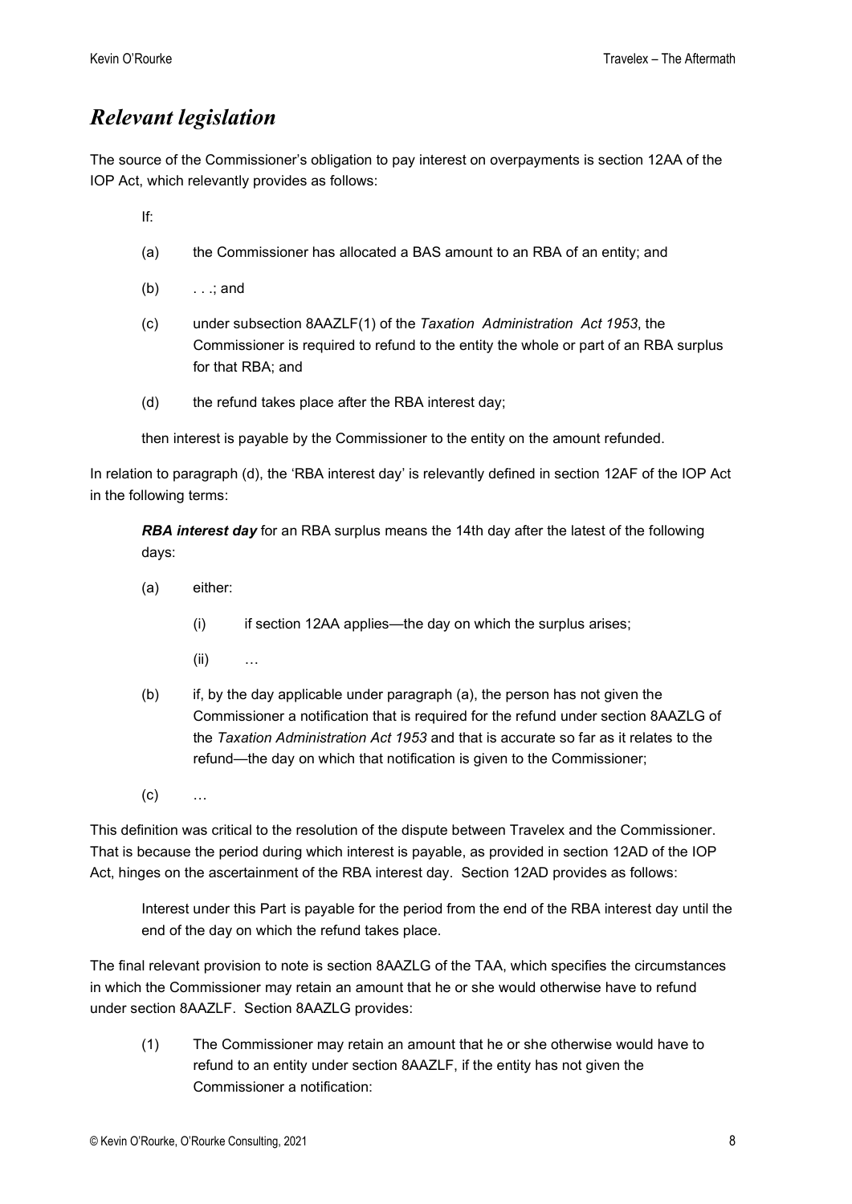## *Relevant legislation*

The source of the Commissioner's obligation to pay interest on overpayments is section 12AA of the IOP Act, which relevantly provides as follows:

> If:
>
> (a) the Commissioner has allocated a BAS amount to an RBA of an entity; and
>
> (b) . . .; and
>
> (c) under subsection 8AAZLF(1) of the *Taxation Administration Act 1953*, the Commissioner is required to refund to the entity the whole or part of an RBA surplus for that RBA; and
>
> (d) the refund takes place after the RBA interest day;
>
> then interest is payable by the Commissioner to the entity on the amount refunded.

In relation to paragraph (d), the 'RBA interest day' is relevantly defined in section 12AF of the IOP Act in the following terms:

> ***RBA interest day*** for an RBA surplus means the 14th day after the latest of the following days:
>
> (a) either:
>
> (i) if section 12AA applies—the day on which the surplus arises;
>
> (ii) …
>
> (b) if, by the day applicable under paragraph (a), the person has not given the Commissioner a notification that is required for the refund under section 8AAZLG of the *Taxation Administration Act 1953* and that is accurate so far as it relates to the refund—the day on which that notification is given to the Commissioner;
>
> (c) …

This definition was critical to the resolution of the dispute between Travelex and the Commissioner. That is because the period during which interest is payable, as provided in section 12AD of the IOP Act, hinges on the ascertainment of the RBA interest day. Section 12AD provides as follows:

> Interest under this Part is payable for the period from the end of the RBA interest day until the end of the day on which the refund takes place.

The final relevant provision to note is section 8AAZLG of the TAA, which specifies the circumstances in which the Commissioner may retain an amount that he or she would otherwise have to refund under section 8AAZLF. Section 8AAZLG provides:

> (1) The Commissioner may retain an amount that he or she otherwise would have to refund to an entity under section 8AAZLF, if the entity has not given the Commissioner a notification: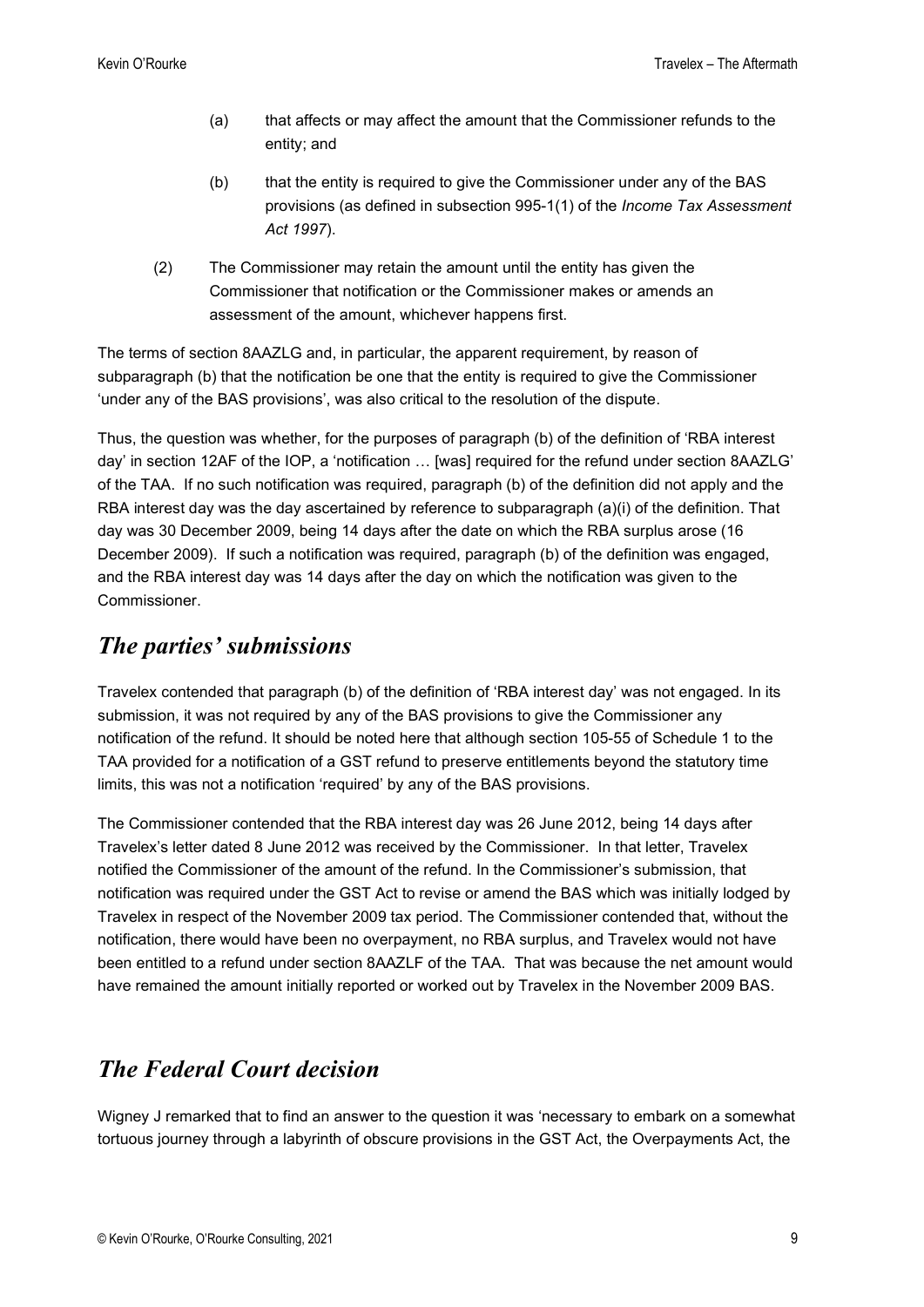(a) that affects or may affect the amount that the Commissioner refunds to the entity; and

(b) that the entity is required to give the Commissioner under any of the BAS provisions (as defined in subsection 995-1(1) of the *Income Tax Assessment Act 1997*).

(2) The Commissioner may retain the amount until the entity has given the Commissioner that notification or the Commissioner makes or amends an assessment of the amount, whichever happens first.

The terms of section 8AAZLG and, in particular, the apparent requirement, by reason of subparagraph (b) that the notification be one that the entity is required to give the Commissioner 'under any of the BAS provisions', was also critical to the resolution of the dispute.

Thus, the question was whether, for the purposes of paragraph (b) of the definition of 'RBA interest day' in section 12AF of the IOP, a 'notification … [was] required for the refund under section 8AAZLG' of the TAA. If no such notification was required, paragraph (b) of the definition did not apply and the RBA interest day was the day ascertained by reference to subparagraph (a)(i) of the definition. That day was 30 December 2009, being 14 days after the date on which the RBA surplus arose (16 December 2009). If such a notification was required, paragraph (b) of the definition was engaged, and the RBA interest day was 14 days after the day on which the notification was given to the Commissioner.

## *The parties' submissions*

Travelex contended that paragraph (b) of the definition of 'RBA interest day' was not engaged. In its submission, it was not required by any of the BAS provisions to give the Commissioner any notification of the refund. It should be noted here that although section 105-55 of Schedule 1 to the TAA provided for a notification of a GST refund to preserve entitlements beyond the statutory time limits, this was not a notification 'required' by any of the BAS provisions.

The Commissioner contended that the RBA interest day was 26 June 2012, being 14 days after Travelex's letter dated 8 June 2012 was received by the Commissioner. In that letter, Travelex notified the Commissioner of the amount of the refund. In the Commissioner's submission, that notification was required under the GST Act to revise or amend the BAS which was initially lodged by Travelex in respect of the November 2009 tax period. The Commissioner contended that, without the notification, there would have been no overpayment, no RBA surplus, and Travelex would not have been entitled to a refund under section 8AAZLF of the TAA. That was because the net amount would have remained the amount initially reported or worked out by Travelex in the November 2009 BAS.

## *The Federal Court decision*

Wigney J remarked that to find an answer to the question it was 'necessary to embark on a somewhat tortuous journey through a labyrinth of obscure provisions in the GST Act, the Overpayments Act, the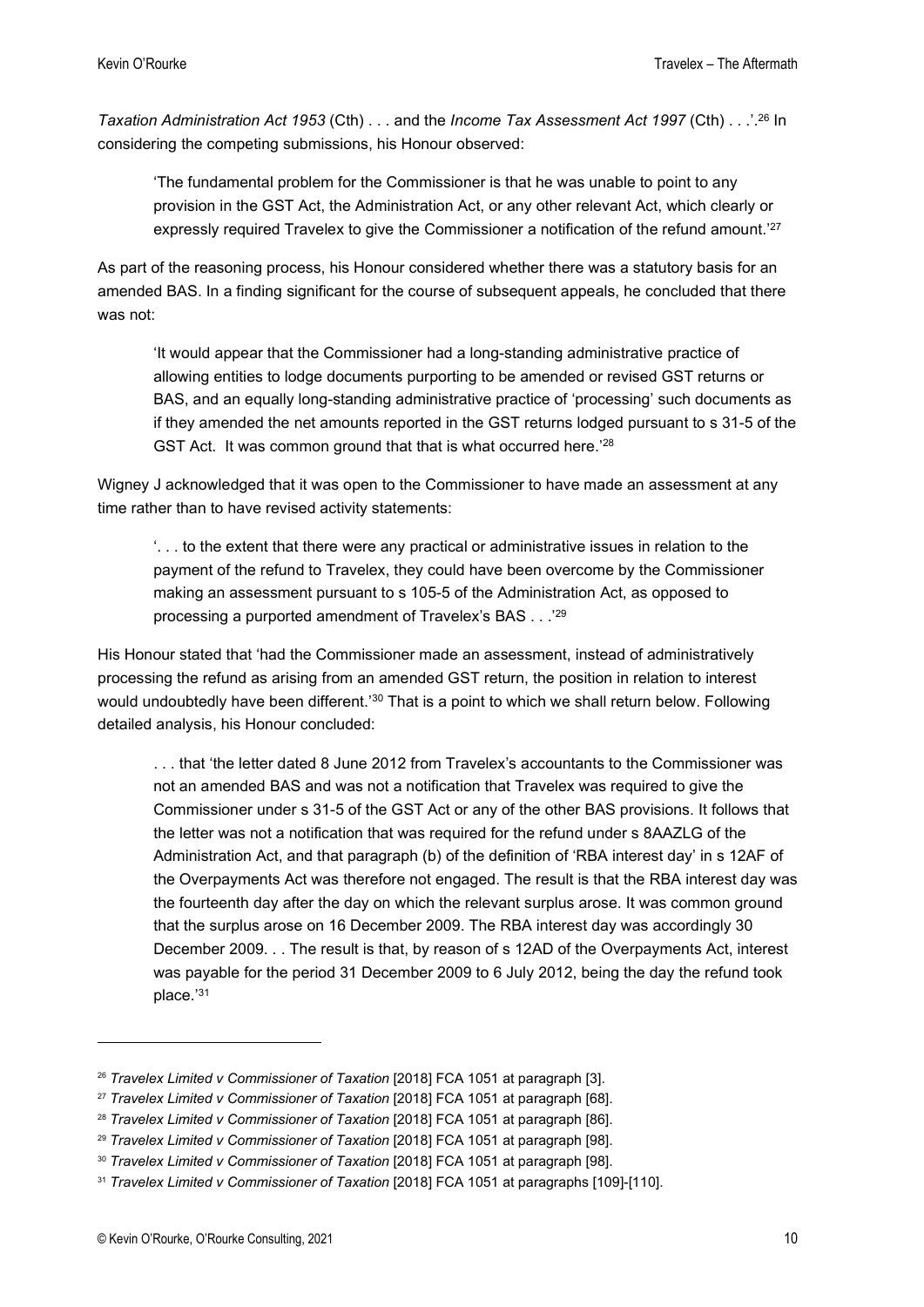*Taxation Administration Act 1953* (Cth) . . . and the *Income Tax Assessment Act 1997* (Cth) . . .'.[26] In considering the competing submissions, his Honour observed:

> 'The fundamental problem for the Commissioner is that he was unable to point to any provision in the GST Act, the Administration Act, or any other relevant Act, which clearly or expressly required Travelex to give the Commissioner a notification of the refund amount.'[27]

As part of the reasoning process, his Honour considered whether there was a statutory basis for an amended BAS. In a finding significant for the course of subsequent appeals, he concluded that there was not:

> 'It would appear that the Commissioner had a long-standing administrative practice of allowing entities to lodge documents purporting to be amended or revised GST returns or BAS, and an equally long-standing administrative practice of 'processing' such documents as if they amended the net amounts reported in the GST returns lodged pursuant to s 31-5 of the GST Act. It was common ground that that is what occurred here.'[28]

Wigney J acknowledged that it was open to the Commissioner to have made an assessment at any time rather than to have revised activity statements:

> '. . . to the extent that there were any practical or administrative issues in relation to the payment of the refund to Travelex, they could have been overcome by the Commissioner making an assessment pursuant to s 105-5 of the Administration Act, as opposed to processing a purported amendment of Travelex's BAS . . .'[29]

His Honour stated that 'had the Commissioner made an assessment, instead of administratively processing the refund as arising from an amended GST return, the position in relation to interest would undoubtedly have been different.'[30] That is a point to which we shall return below. Following detailed analysis, his Honour concluded:

> . . . that 'the letter dated 8 June 2012 from Travelex's accountants to the Commissioner was not an amended BAS and was not a notification that Travelex was required to give the Commissioner under s 31-5 of the GST Act or any of the other BAS provisions. It follows that the letter was not a notification that was required for the refund under s 8AAZLG of the Administration Act, and that paragraph (b) of the definition of 'RBA interest day' in s 12AF of the Overpayments Act was therefore not engaged. The result is that the RBA interest day was the fourteenth day after the day on which the relevant surplus arose. It was common ground that the surplus arose on 16 December 2009. The RBA interest day was accordingly 30 December 2009. . . The result is that, by reason of s 12AD of the Overpayments Act, interest was payable for the period 31 December 2009 to 6 July 2012, being the day the refund took place.'[31]

---

[26] *Travelex Limited v Commissioner of Taxation* [2018] FCA 1051 at paragraph [3].

[27] *Travelex Limited v Commissioner of Taxation* [2018] FCA 1051 at paragraph [68].

[28] *Travelex Limited v Commissioner of Taxation* [2018] FCA 1051 at paragraph [86].

[29] *Travelex Limited v Commissioner of Taxation* [2018] FCA 1051 at paragraph [98].

[30] *Travelex Limited v Commissioner of Taxation* [2018] FCA 1051 at paragraph [98].

[31] *Travelex Limited v Commissioner of Taxation* [2018] FCA 1051 at paragraphs [109]-[110].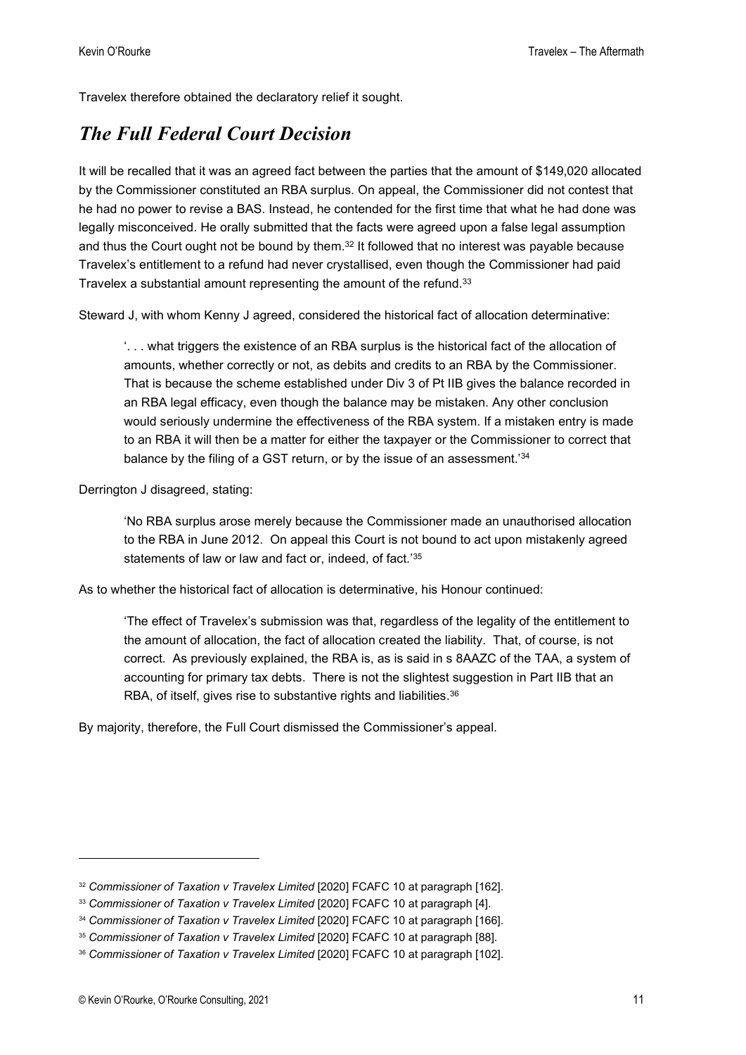Travelex therefore obtained the declaratory relief it sought.

## *The Full Federal Court Decision*

It will be recalled that it was an agreed fact between the parties that the amount of $149,020 allocated by the Commissioner constituted an RBA surplus. On appeal, the Commissioner did not contest that he had no power to revise a BAS. Instead, he contended for the first time that what he had done was legally misconceived. He orally submitted that the facts were agreed upon a false legal assumption and thus the Court ought not be bound by them.[32] It followed that no interest was payable because Travelex's entitlement to a refund had never crystallised, even though the Commissioner had paid Travelex a substantial amount representing the amount of the refund.[33]

Steward J, with whom Kenny J agreed, considered the historical fact of allocation determinative:

> '. . . what triggers the existence of an RBA surplus is the historical fact of the allocation of amounts, whether correctly or not, as debits and credits to an RBA by the Commissioner. That is because the scheme established under Div 3 of Pt IIB gives the balance recorded in an RBA legal efficacy, even though the balance may be mistaken. Any other conclusion would seriously undermine the effectiveness of the RBA system. If a mistaken entry is made to an RBA it will then be a matter for either the taxpayer or the Commissioner to correct that balance by the filing of a GST return, or by the issue of an assessment.'[34]

Derrington J disagreed, stating:

> 'No RBA surplus arose merely because the Commissioner made an unauthorised allocation to the RBA in June 2012. On appeal this Court is not bound to act upon mistakenly agreed statements of law or law and fact or, indeed, of fact.'[35]

As to whether the historical fact of allocation is determinative, his Honour continued:

> 'The effect of Travelex's submission was that, regardless of the legality of the entitlement to the amount of allocation, the fact of allocation created the liability. That, of course, is not correct. As previously explained, the RBA is, as is said in s 8AAZC of the TAA, a system of accounting for primary tax debts. There is not the slightest suggestion in Part IIB that an RBA, of itself, gives rise to substantive rights and liabilities.[36]

By majority, therefore, the Full Court dismissed the Commissioner's appeal.

---

[32] *Commissioner of Taxation v Travelex Limited* [2020] FCAFC 10 at paragraph [162].

[33] *Commissioner of Taxation v Travelex Limited* [2020] FCAFC 10 at paragraph [4].

[34] *Commissioner of Taxation v Travelex Limited* [2020] FCAFC 10 at paragraph [166].

[35] *Commissioner of Taxation v Travelex Limited* [2020] FCAFC 10 at paragraph [88].

[36] *Commissioner of Taxation v Travelex Limited* [2020] FCAFC 10 at paragraph [102].

© Kevin O'Rourke, O'Rourke Consulting, 2021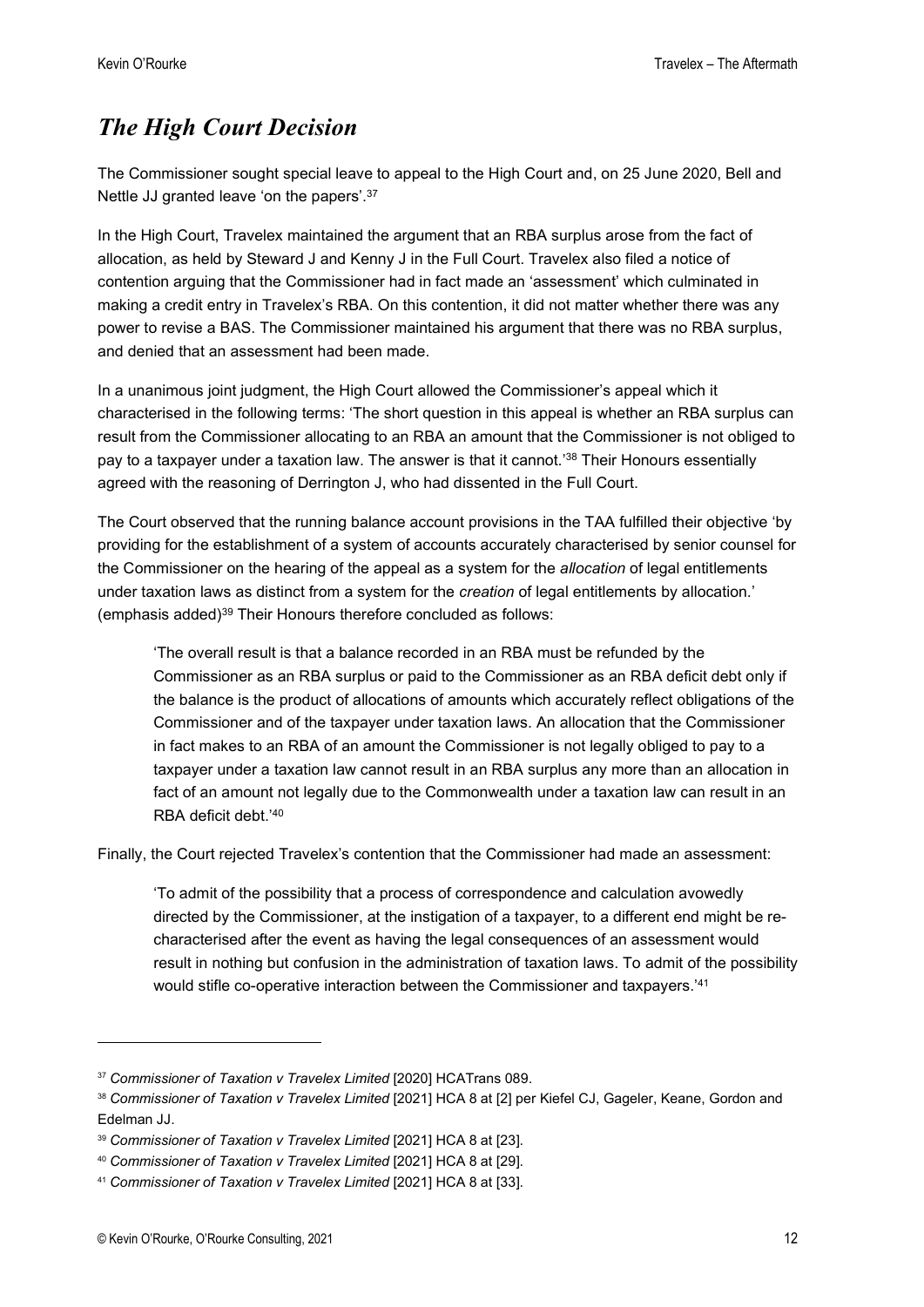## *The High Court Decision*

The Commissioner sought special leave to appeal to the High Court and, on 25 June 2020, Bell and Nettle JJ granted leave 'on the papers'.[37]

In the High Court, Travelex maintained the argument that an RBA surplus arose from the fact of allocation, as held by Steward J and Kenny J in the Full Court. Travelex also filed a notice of contention arguing that the Commissioner had in fact made an 'assessment' which culminated in making a credit entry in Travelex's RBA. On this contention, it did not matter whether there was any power to revise a BAS. The Commissioner maintained his argument that there was no RBA surplus, and denied that an assessment had been made.

In a unanimous joint judgment, the High Court allowed the Commissioner's appeal which it characterised in the following terms: 'The short question in this appeal is whether an RBA surplus can result from the Commissioner allocating to an RBA an amount that the Commissioner is not obliged to pay to a taxpayer under a taxation law. The answer is that it cannot.'[38] Their Honours essentially agreed with the reasoning of Derrington J, who had dissented in the Full Court.

The Court observed that the running balance account provisions in the TAA fulfilled their objective 'by providing for the establishment of a system of accounts accurately characterised by senior counsel for the Commissioner on the hearing of the appeal as a system for the *allocation* of legal entitlements under taxation laws as distinct from a system for the *creation* of legal entitlements by allocation.' (emphasis added)[39] Their Honours therefore concluded as follows:

> 'The overall result is that a balance recorded in an RBA must be refunded by the Commissioner as an RBA surplus or paid to the Commissioner as an RBA deficit debt only if the balance is the product of allocations of amounts which accurately reflect obligations of the Commissioner and of the taxpayer under taxation laws. An allocation that the Commissioner in fact makes to an RBA of an amount the Commissioner is not legally obliged to pay to a taxpayer under a taxation law cannot result in an RBA surplus any more than an allocation in fact of an amount not legally due to the Commonwealth under a taxation law can result in an RBA deficit debt.'[40]

Finally, the Court rejected Travelex's contention that the Commissioner had made an assessment:

> 'To admit of the possibility that a process of correspondence and calculation avowedly directed by the Commissioner, at the instigation of a taxpayer, to a different end might be re-characterised after the event as having the legal consequences of an assessment would result in nothing but confusion in the administration of taxation laws. To admit of the possibility would stifle co-operative interaction between the Commissioner and taxpayers.'[41]

---

[37] *Commissioner of Taxation v Travelex Limited* [2020] HCATrans 089.

[38] *Commissioner of Taxation v Travelex Limited* [2021] HCA 8 at [2] per Kiefel CJ, Gageler, Keane, Gordon and Edelman JJ.

[39] *Commissioner of Taxation v Travelex Limited* [2021] HCA 8 at [23].

[40] *Commissioner of Taxation v Travelex Limited* [2021] HCA 8 at [29].

[41] *Commissioner of Taxation v Travelex Limited* [2021] HCA 8 at [33].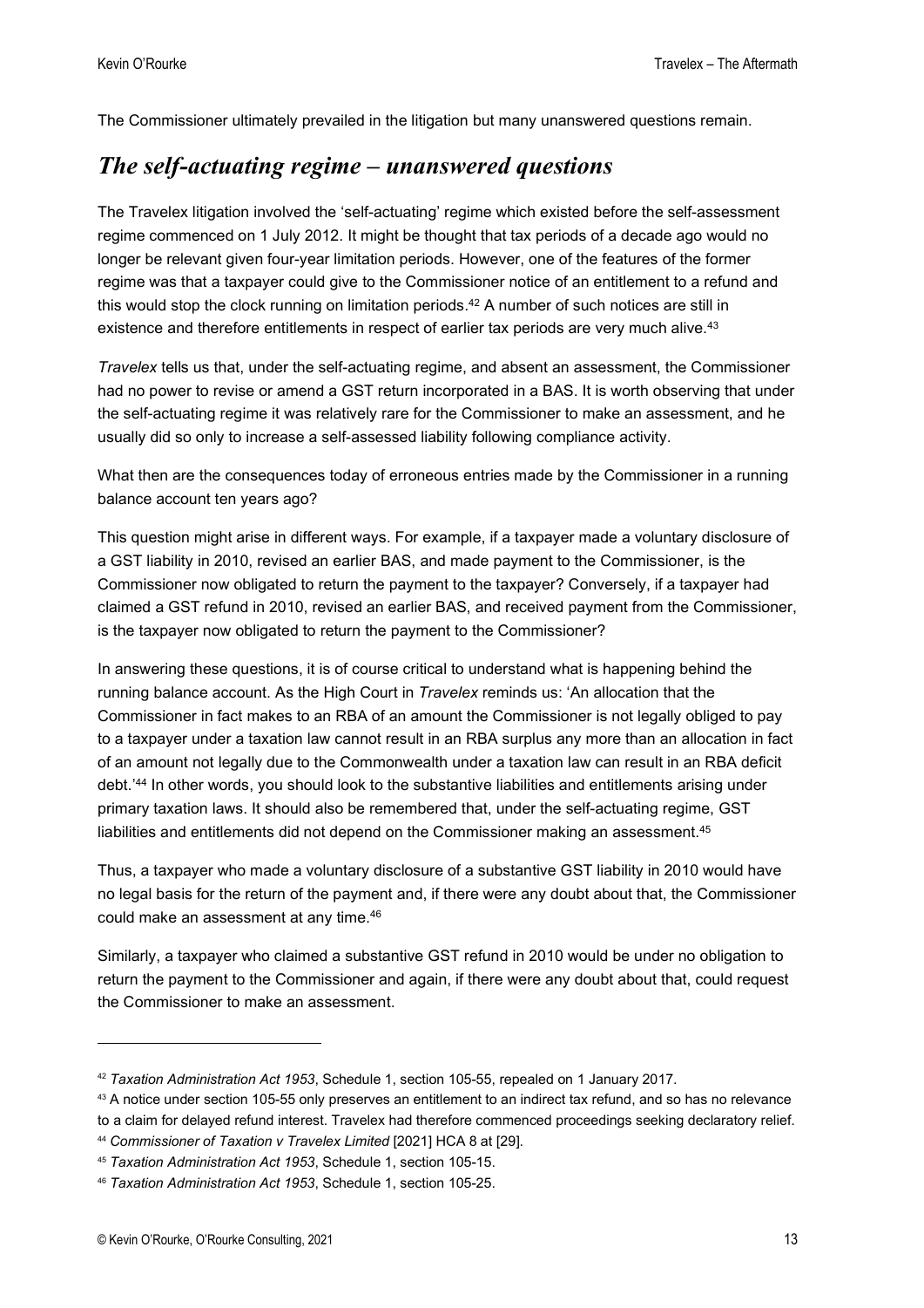The Commissioner ultimately prevailed in the litigation but many unanswered questions remain.

## *The self-actuating regime – unanswered questions*

The Travelex litigation involved the 'self-actuating' regime which existed before the self-assessment regime commenced on 1 July 2012. It might be thought that tax periods of a decade ago would no longer be relevant given four-year limitation periods. However, one of the features of the former regime was that a taxpayer could give to the Commissioner notice of an entitlement to a refund and this would stop the clock running on limitation periods.[42] A number of such notices are still in existence and therefore entitlements in respect of earlier tax periods are very much alive.[43]

*Travelex* tells us that, under the self-actuating regime, and absent an assessment, the Commissioner had no power to revise or amend a GST return incorporated in a BAS. It is worth observing that under the self-actuating regime it was relatively rare for the Commissioner to make an assessment, and he usually did so only to increase a self-assessed liability following compliance activity.

What then are the consequences today of erroneous entries made by the Commissioner in a running balance account ten years ago?

This question might arise in different ways. For example, if a taxpayer made a voluntary disclosure of a GST liability in 2010, revised an earlier BAS, and made payment to the Commissioner, is the Commissioner now obligated to return the payment to the taxpayer? Conversely, if a taxpayer had claimed a GST refund in 2010, revised an earlier BAS, and received payment from the Commissioner, is the taxpayer now obligated to return the payment to the Commissioner?

In answering these questions, it is of course critical to understand what is happening behind the running balance account. As the High Court in *Travelex* reminds us: 'An allocation that the Commissioner in fact makes to an RBA of an amount the Commissioner is not legally obliged to pay to a taxpayer under a taxation law cannot result in an RBA surplus any more than an allocation in fact of an amount not legally due to the Commonwealth under a taxation law can result in an RBA deficit debt.'[44] In other words, you should look to the substantive liabilities and entitlements arising under primary taxation laws. It should also be remembered that, under the self-actuating regime, GST liabilities and entitlements did not depend on the Commissioner making an assessment.[45]

Thus, a taxpayer who made a voluntary disclosure of a substantive GST liability in 2010 would have no legal basis for the return of the payment and, if there were any doubt about that, the Commissioner could make an assessment at any time.[46]

Similarly, a taxpayer who claimed a substantive GST refund in 2010 would be under no obligation to return the payment to the Commissioner and again, if there were any doubt about that, could request the Commissioner to make an assessment.

---

[42] *Taxation Administration Act 1953*, Schedule 1, section 105-55, repealed on 1 January 2017.

[43] A notice under section 105-55 only preserves an entitlement to an indirect tax refund, and so has no relevance to a claim for delayed refund interest. Travelex had therefore commenced proceedings seeking declaratory relief.

[44] *Commissioner of Taxation v Travelex Limited* [2021] HCA 8 at [29].

[45] *Taxation Administration Act 1953*, Schedule 1, section 105-15.

[46] *Taxation Administration Act 1953*, Schedule 1, section 105-25.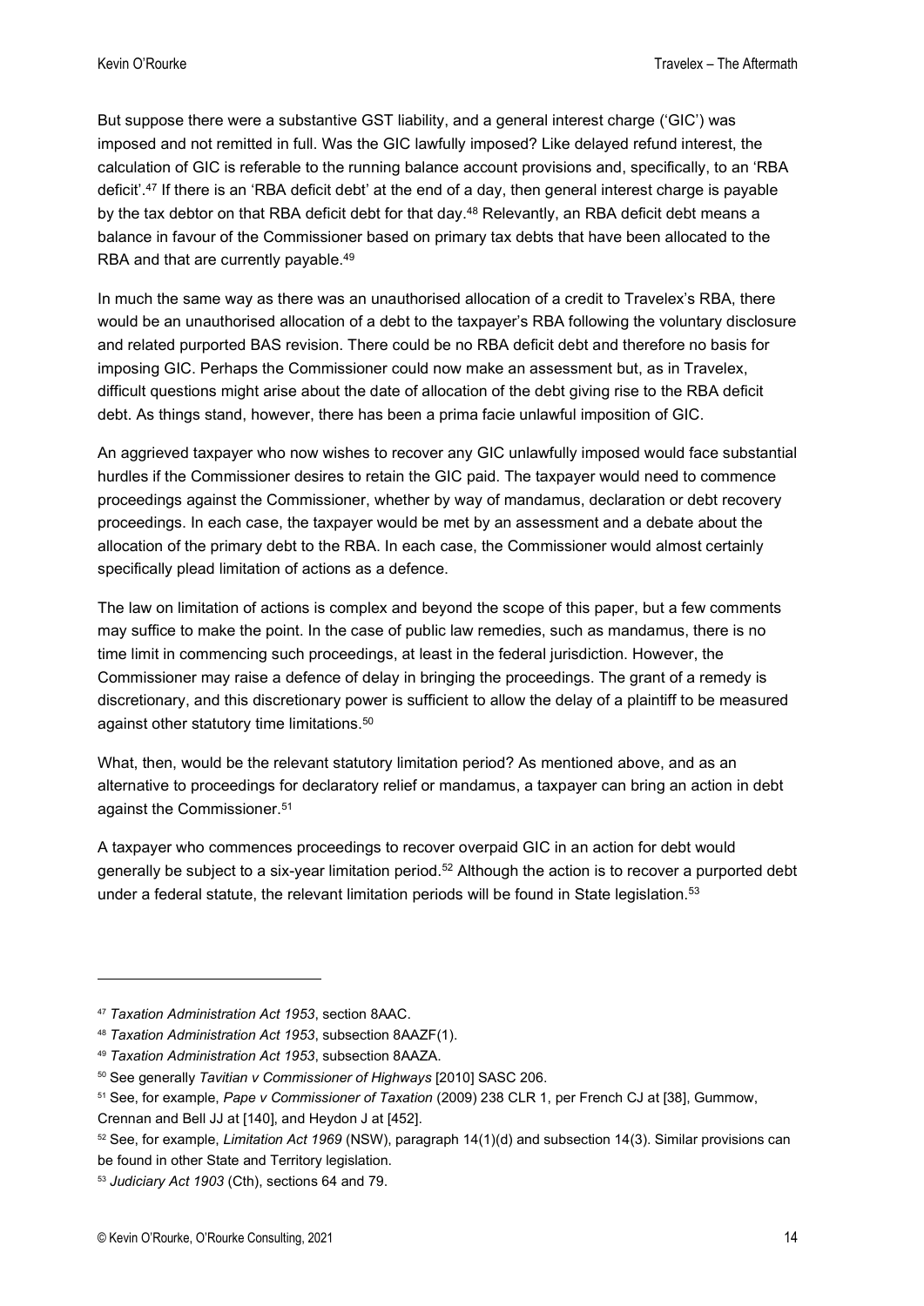But suppose there were a substantive GST liability, and a general interest charge ('GIC') was imposed and not remitted in full. Was the GIC lawfully imposed? Like delayed refund interest, the calculation of GIC is referable to the running balance account provisions and, specifically, to an 'RBA deficit'.[47] If there is an 'RBA deficit debt' at the end of a day, then general interest charge is payable by the tax debtor on that RBA deficit debt for that day.[48] Relevantly, an RBA deficit debt means a balance in favour of the Commissioner based on primary tax debts that have been allocated to the RBA and that are currently payable.[49]

In much the same way as there was an unauthorised allocation of a credit to Travelex's RBA, there would be an unauthorised allocation of a debt to the taxpayer's RBA following the voluntary disclosure and related purported BAS revision. There could be no RBA deficit debt and therefore no basis for imposing GIC. Perhaps the Commissioner could now make an assessment but, as in Travelex, difficult questions might arise about the date of allocation of the debt giving rise to the RBA deficit debt. As things stand, however, there has been a prima facie unlawful imposition of GIC.

An aggrieved taxpayer who now wishes to recover any GIC unlawfully imposed would face substantial hurdles if the Commissioner desires to retain the GIC paid. The taxpayer would need to commence proceedings against the Commissioner, whether by way of mandamus, declaration or debt recovery proceedings. In each case, the taxpayer would be met by an assessment and a debate about the allocation of the primary debt to the RBA. In each case, the Commissioner would almost certainly specifically plead limitation of actions as a defence.

The law on limitation of actions is complex and beyond the scope of this paper, but a few comments may suffice to make the point. In the case of public law remedies, such as mandamus, there is no time limit in commencing such proceedings, at least in the federal jurisdiction. However, the Commissioner may raise a defence of delay in bringing the proceedings. The grant of a remedy is discretionary, and this discretionary power is sufficient to allow the delay of a plaintiff to be measured against other statutory time limitations.[50]

What, then, would be the relevant statutory limitation period? As mentioned above, and as an alternative to proceedings for declaratory relief or mandamus, a taxpayer can bring an action in debt against the Commissioner.[51]

A taxpayer who commences proceedings to recover overpaid GIC in an action for debt would generally be subject to a six-year limitation period.[52] Although the action is to recover a purported debt under a federal statute, the relevant limitation periods will be found in State legislation.[53]

---

[47] *Taxation Administration Act 1953*, section 8AAC.

[48] *Taxation Administration Act 1953*, subsection 8AAZF(1).

[49] *Taxation Administration Act 1953*, subsection 8AAZA.

[50] See generally *Tavitian v Commissioner of Highways* [2010] SASC 206.

[51] See, for example, *Pape v Commissioner of Taxation* (2009) 238 CLR 1, per French CJ at [38], Gummow, Crennan and Bell JJ at [140], and Heydon J at [452].

[52] See, for example, *Limitation Act 1969* (NSW), paragraph 14(1)(d) and subsection 14(3). Similar provisions can be found in other State and Territory legislation.

[53] *Judiciary Act 1903* (Cth), sections 64 and 79.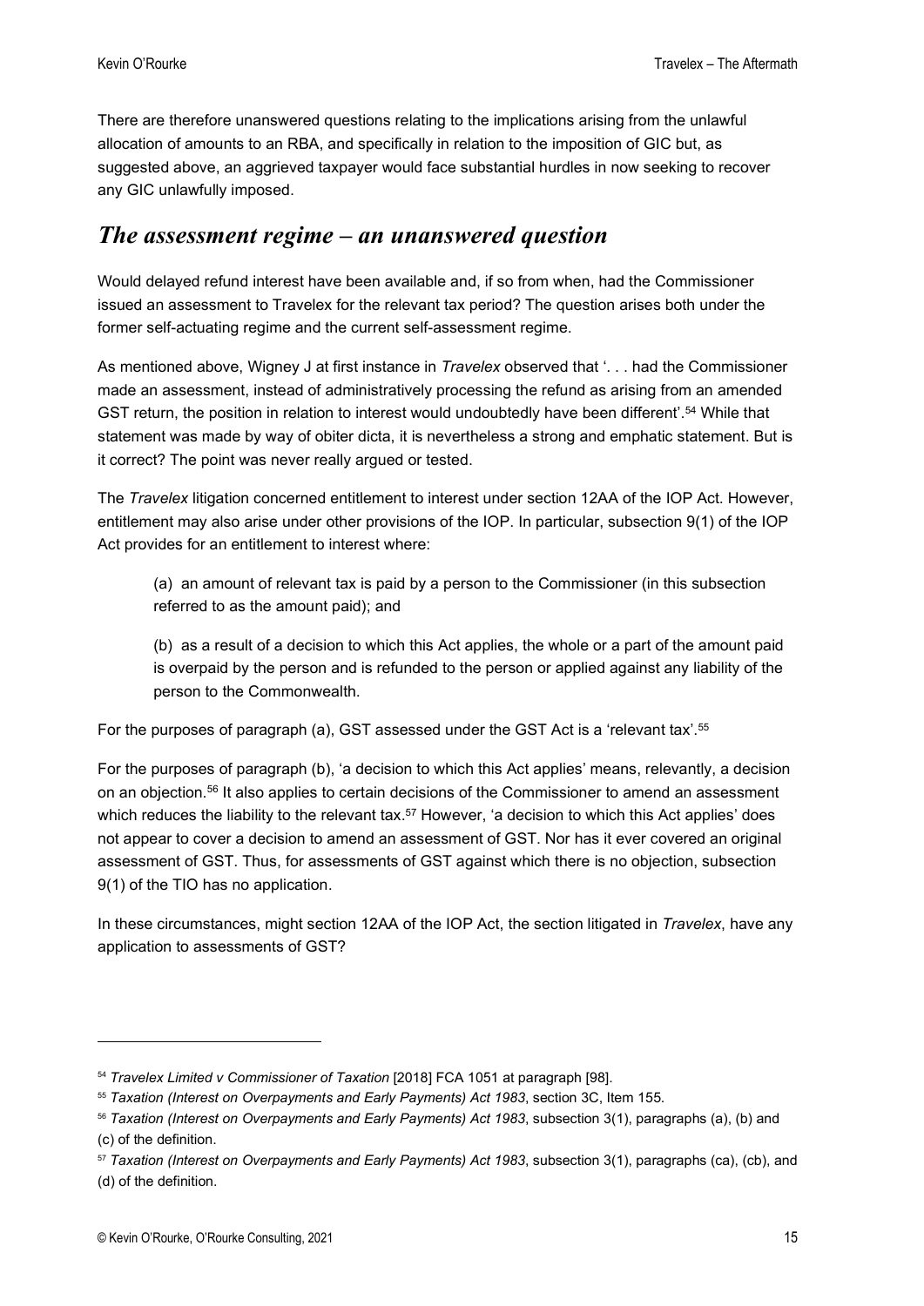There are therefore unanswered questions relating to the implications arising from the unlawful allocation of amounts to an RBA, and specifically in relation to the imposition of GIC but, as suggested above, an aggrieved taxpayer would face substantial hurdles in now seeking to recover any GIC unlawfully imposed.

## *The assessment regime – an unanswered question*

Would delayed refund interest have been available and, if so from when, had the Commissioner issued an assessment to Travelex for the relevant tax period? The question arises both under the former self-actuating regime and the current self-assessment regime.

As mentioned above, Wigney J at first instance in *Travelex* observed that '. . . had the Commissioner made an assessment, instead of administratively processing the refund as arising from an amended GST return, the position in relation to interest would undoubtedly have been different'.[54] While that statement was made by way of obiter dicta, it is nevertheless a strong and emphatic statement. But is it correct? The point was never really argued or tested.

The *Travelex* litigation concerned entitlement to interest under section 12AA of the IOP Act. However, entitlement may also arise under other provisions of the IOP. In particular, subsection 9(1) of the IOP Act provides for an entitlement to interest where:

> (a) an amount of relevant tax is paid by a person to the Commissioner (in this subsection referred to as the amount paid); and
>
> (b) as a result of a decision to which this Act applies, the whole or a part of the amount paid is overpaid by the person and is refunded to the person or applied against any liability of the person to the Commonwealth.

For the purposes of paragraph (a), GST assessed under the GST Act is a 'relevant tax'.[55]

For the purposes of paragraph (b), 'a decision to which this Act applies' means, relevantly, a decision on an objection.[56] It also applies to certain decisions of the Commissioner to amend an assessment which reduces the liability to the relevant tax.[57] However, 'a decision to which this Act applies' does not appear to cover a decision to amend an assessment of GST. Nor has it ever covered an original assessment of GST. Thus, for assessments of GST against which there is no objection, subsection 9(1) of the TIO has no application.

In these circumstances, might section 12AA of the IOP Act, the section litigated in *Travelex*, have any application to assessments of GST?

---

[54] *Travelex Limited v Commissioner of Taxation* [2018] FCA 1051 at paragraph [98].

[55] *Taxation (Interest on Overpayments and Early Payments) Act 1983*, section 3C, Item 155.

[56] *Taxation (Interest on Overpayments and Early Payments) Act 1983*, subsection 3(1), paragraphs (a), (b) and (c) of the definition.

[57] *Taxation (Interest on Overpayments and Early Payments) Act 1983*, subsection 3(1), paragraphs (ca), (cb), and (d) of the definition.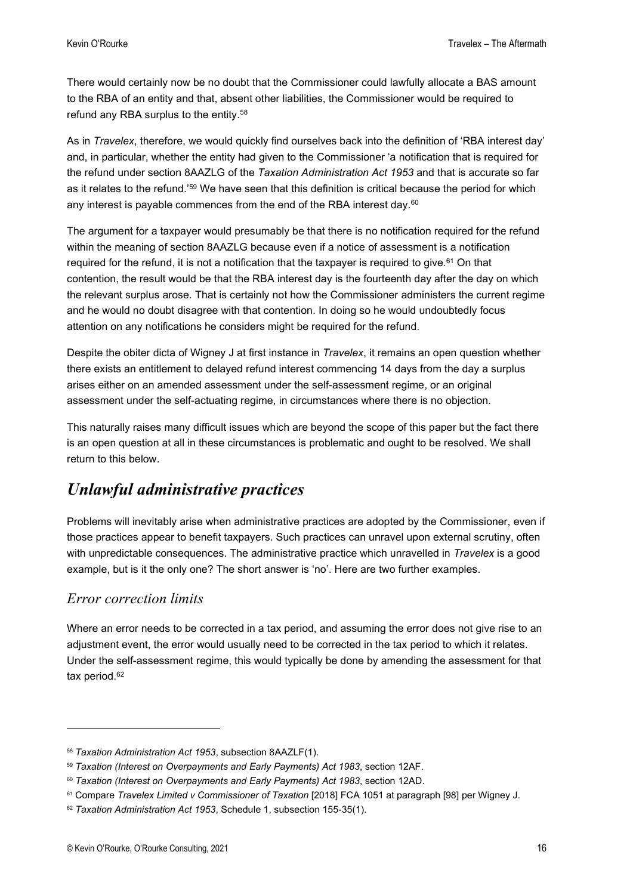There would certainly now be no doubt that the Commissioner could lawfully allocate a BAS amount to the RBA of an entity and that, absent other liabilities, the Commissioner would be required to refund any RBA surplus to the entity.[58]

As in *Travelex*, therefore, we would quickly find ourselves back into the definition of 'RBA interest day' and, in particular, whether the entity had given to the Commissioner 'a notification that is required for the refund under section 8AAZLG of the *Taxation Administration Act 1953* and that is accurate so far as it relates to the refund.'[59] We have seen that this definition is critical because the period for which any interest is payable commences from the end of the RBA interest day.[60]

The argument for a taxpayer would presumably be that there is no notification required for the refund within the meaning of section 8AAZLG because even if a notice of assessment is a notification required for the refund, it is not a notification that the taxpayer is required to give.[61] On that contention, the result would be that the RBA interest day is the fourteenth day after the day on which the relevant surplus arose. That is certainly not how the Commissioner administers the current regime and he would no doubt disagree with that contention. In doing so he would undoubtedly focus attention on any notifications he considers might be required for the refund.

Despite the obiter dicta of Wigney J at first instance in *Travelex*, it remains an open question whether there exists an entitlement to delayed refund interest commencing 14 days from the day a surplus arises either on an amended assessment under the self-assessment regime, or an original assessment under the self-actuating regime, in circumstances where there is no objection.

This naturally raises many difficult issues which are beyond the scope of this paper but the fact there is an open question at all in these circumstances is problematic and ought to be resolved. We shall return to this below.

## *Unlawful administrative practices*

Problems will inevitably arise when administrative practices are adopted by the Commissioner, even if those practices appear to benefit taxpayers. Such practices can unravel upon external scrutiny, often with unpredictable consequences. The administrative practice which unravelled in *Travelex* is a good example, but is it the only one? The short answer is 'no'. Here are two further examples.

### *Error correction limits*

Where an error needs to be corrected in a tax period, and assuming the error does not give rise to an adjustment event, the error would usually need to be corrected in the tax period to which it relates. Under the self-assessment regime, this would typically be done by amending the assessment for that tax period.[62]

---

[58] *Taxation Administration Act 1953*, subsection 8AAZLF(1).

[59] *Taxation (Interest on Overpayments and Early Payments) Act 1983*, section 12AF.

[60] *Taxation (Interest on Overpayments and Early Payments) Act 1983*, section 12AD.

[61] Compare *Travelex Limited v Commissioner of Taxation* [2018] FCA 1051 at paragraph [98] per Wigney J.

[62] *Taxation Administration Act 1953*, Schedule 1, subsection 155-35(1).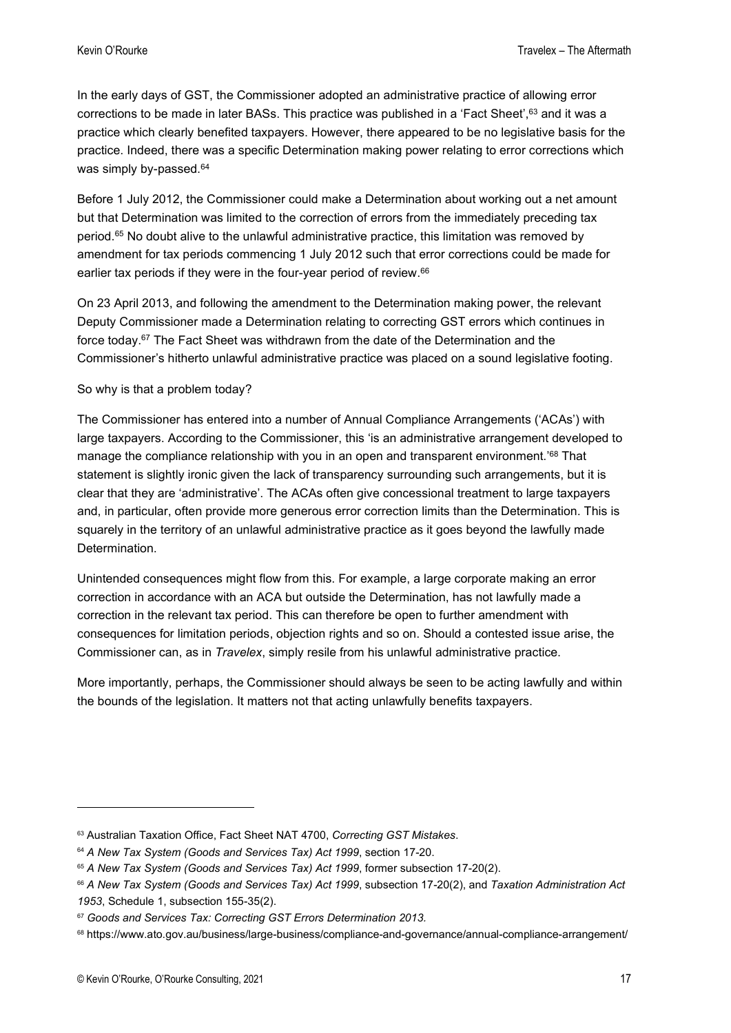In the early days of GST, the Commissioner adopted an administrative practice of allowing error corrections to be made in later BASs. This practice was published in a 'Fact Sheet',[63] and it was a practice which clearly benefited taxpayers. However, there appeared to be no legislative basis for the practice. Indeed, there was a specific Determination making power relating to error corrections which was simply by-passed.[64]

Before 1 July 2012, the Commissioner could make a Determination about working out a net amount but that Determination was limited to the correction of errors from the immediately preceding tax period.[65] No doubt alive to the unlawful administrative practice, this limitation was removed by amendment for tax periods commencing 1 July 2012 such that error corrections could be made for earlier tax periods if they were in the four-year period of review.[66]

On 23 April 2013, and following the amendment to the Determination making power, the relevant Deputy Commissioner made a Determination relating to correcting GST errors which continues in force today.[67] The Fact Sheet was withdrawn from the date of the Determination and the Commissioner's hitherto unlawful administrative practice was placed on a sound legislative footing.

So why is that a problem today?

The Commissioner has entered into a number of Annual Compliance Arrangements ('ACAs') with large taxpayers. According to the Commissioner, this 'is an administrative arrangement developed to manage the compliance relationship with you in an open and transparent environment.'[68] That statement is slightly ironic given the lack of transparency surrounding such arrangements, but it is clear that they are 'administrative'. The ACAs often give concessional treatment to large taxpayers and, in particular, often provide more generous error correction limits than the Determination. This is squarely in the territory of an unlawful administrative practice as it goes beyond the lawfully made Determination.

Unintended consequences might flow from this. For example, a large corporate making an error correction in accordance with an ACA but outside the Determination, has not lawfully made a correction in the relevant tax period. This can therefore be open to further amendment with consequences for limitation periods, objection rights and so on. Should a contested issue arise, the Commissioner can, as in *Travelex*, simply resile from his unlawful administrative practice.

More importantly, perhaps, the Commissioner should always be seen to be acting lawfully and within the bounds of the legislation. It matters not that acting unlawfully benefits taxpayers.

---

[63] Australian Taxation Office, Fact Sheet NAT 4700, *Correcting GST Mistakes*.

[64] *A New Tax System (Goods and Services Tax) Act 1999*, section 17-20.

[65] *A New Tax System (Goods and Services Tax) Act 1999*, former subsection 17-20(2).

[66] *A New Tax System (Goods and Services Tax) Act 1999*, subsection 17-20(2), and *Taxation Administration Act 1953*, Schedule 1, subsection 155-35(2).

[67] *Goods and Services Tax: Correcting GST Errors Determination 2013.*

[68] https://www.ato.gov.au/business/large-business/compliance-and-governance/annual-compliance-arrangement/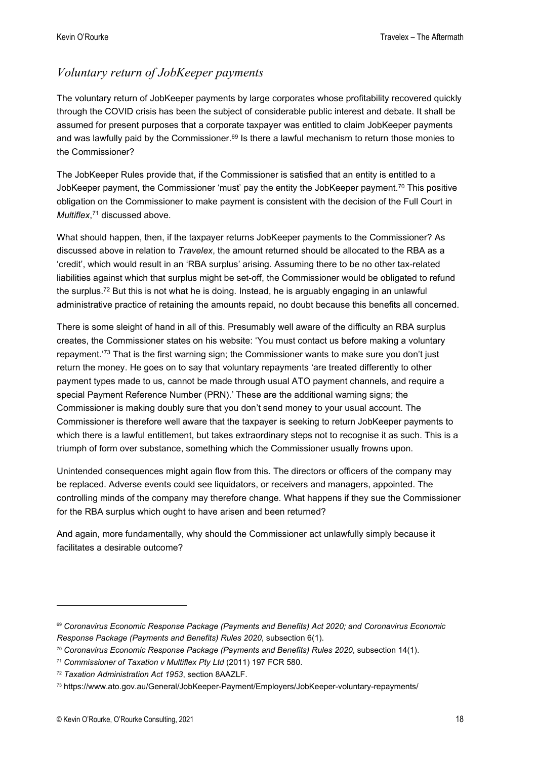## *Voluntary return of JobKeeper payments*

The voluntary return of JobKeeper payments by large corporates whose profitability recovered quickly through the COVID crisis has been the subject of considerable public interest and debate. It shall be assumed for present purposes that a corporate taxpayer was entitled to claim JobKeeper payments and was lawfully paid by the Commissioner.[69] Is there a lawful mechanism to return those monies to the Commissioner?

The JobKeeper Rules provide that, if the Commissioner is satisfied that an entity is entitled to a JobKeeper payment, the Commissioner 'must' pay the entity the JobKeeper payment.[70] This positive obligation on the Commissioner to make payment is consistent with the decision of the Full Court in *Multiflex*,[71] discussed above.

What should happen, then, if the taxpayer returns JobKeeper payments to the Commissioner? As discussed above in relation to *Travelex*, the amount returned should be allocated to the RBA as a 'credit', which would result in an 'RBA surplus' arising. Assuming there to be no other tax-related liabilities against which that surplus might be set-off, the Commissioner would be obligated to refund the surplus.[72] But this is not what he is doing. Instead, he is arguably engaging in an unlawful administrative practice of retaining the amounts repaid, no doubt because this benefits all concerned.

There is some sleight of hand in all of this. Presumably well aware of the difficulty an RBA surplus creates, the Commissioner states on his website: 'You must contact us before making a voluntary repayment.'[73] That is the first warning sign; the Commissioner wants to make sure you don't just return the money. He goes on to say that voluntary repayments 'are treated differently to other payment types made to us, cannot be made through usual ATO payment channels, and require a special Payment Reference Number (PRN).' These are the additional warning signs; the Commissioner is making doubly sure that you don't send money to your usual account. The Commissioner is therefore well aware that the taxpayer is seeking to return JobKeeper payments to which there is a lawful entitlement, but takes extraordinary steps not to recognise it as such. This is a triumph of form over substance, something which the Commissioner usually frowns upon.

Unintended consequences might again flow from this. The directors or officers of the company may be replaced. Adverse events could see liquidators, or receivers and managers, appointed. The controlling minds of the company may therefore change. What happens if they sue the Commissioner for the RBA surplus which ought to have arisen and been returned?

And again, more fundamentally, why should the Commissioner act unlawfully simply because it facilitates a desirable outcome?

---

[69] *Coronavirus Economic Response Package (Payments and Benefits) Act 2020; and Coronavirus Economic Response Package (Payments and Benefits) Rules 2020*, subsection 6(1).

[70] *Coronavirus Economic Response Package (Payments and Benefits) Rules 2020*, subsection 14(1).

[71] *Commissioner of Taxation v Multiflex Pty Ltd* (2011) 197 FCR 580.

[72] *Taxation Administration Act 1953*, section 8AAZLF.

[73] https://www.ato.gov.au/General/JobKeeper-Payment/Employers/JobKeeper-voluntary-repayments/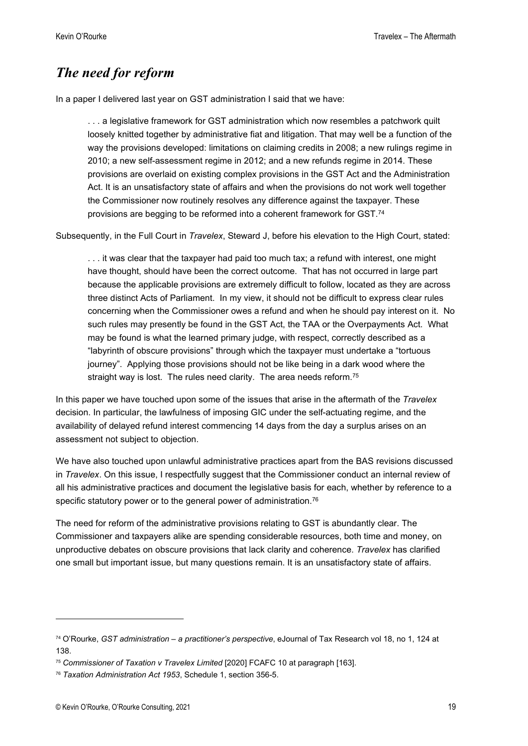## *The need for reform*

In a paper I delivered last year on GST administration I said that we have:

> . . . a legislative framework for GST administration which now resembles a patchwork quilt loosely knitted together by administrative fiat and litigation. That may well be a function of the way the provisions developed: limitations on claiming credits in 2008; a new rulings regime in 2010; a new self-assessment regime in 2012; and a new refunds regime in 2014. These provisions are overlaid on existing complex provisions in the GST Act and the Administration Act. It is an unsatisfactory state of affairs and when the provisions do not work well together the Commissioner now routinely resolves any difference against the taxpayer. These provisions are begging to be reformed into a coherent framework for GST.[74]

Subsequently, in the Full Court in *Travelex*, Steward J, before his elevation to the High Court, stated:

> . . . it was clear that the taxpayer had paid too much tax; a refund with interest, one might have thought, should have been the correct outcome. That has not occurred in large part because the applicable provisions are extremely difficult to follow, located as they are across three distinct Acts of Parliament. In my view, it should not be difficult to express clear rules concerning when the Commissioner owes a refund and when he should pay interest on it. No such rules may presently be found in the GST Act, the TAA or the Overpayments Act. What may be found is what the learned primary judge, with respect, correctly described as a "labyrinth of obscure provisions" through which the taxpayer must undertake a "tortuous journey". Applying those provisions should not be like being in a dark wood where the straight way is lost. The rules need clarity. The area needs reform.[75]

In this paper we have touched upon some of the issues that arise in the aftermath of the *Travelex* decision. In particular, the lawfulness of imposing GIC under the self-actuating regime, and the availability of delayed refund interest commencing 14 days from the day a surplus arises on an assessment not subject to objection.

We have also touched upon unlawful administrative practices apart from the BAS revisions discussed in *Travelex*. On this issue, I respectfully suggest that the Commissioner conduct an internal review of all his administrative practices and document the legislative basis for each, whether by reference to a specific statutory power or to the general power of administration.[76]

The need for reform of the administrative provisions relating to GST is abundantly clear. The Commissioner and taxpayers alike are spending considerable resources, both time and money, on unproductive debates on obscure provisions that lack clarity and coherence. *Travelex* has clarified one small but important issue, but many questions remain. It is an unsatisfactory state of affairs.

---

[74] O'Rourke, *GST administration – a practitioner's perspective*, eJournal of Tax Research vol 18, no 1, 124 at 138.

[75] *Commissioner of Taxation v Travelex Limited* [2020] FCAFC 10 at paragraph [163].

[76] *Taxation Administration Act 1953*, Schedule 1, section 356-5.

© Kevin O'Rourke, O'Rourke Consulting, 2021